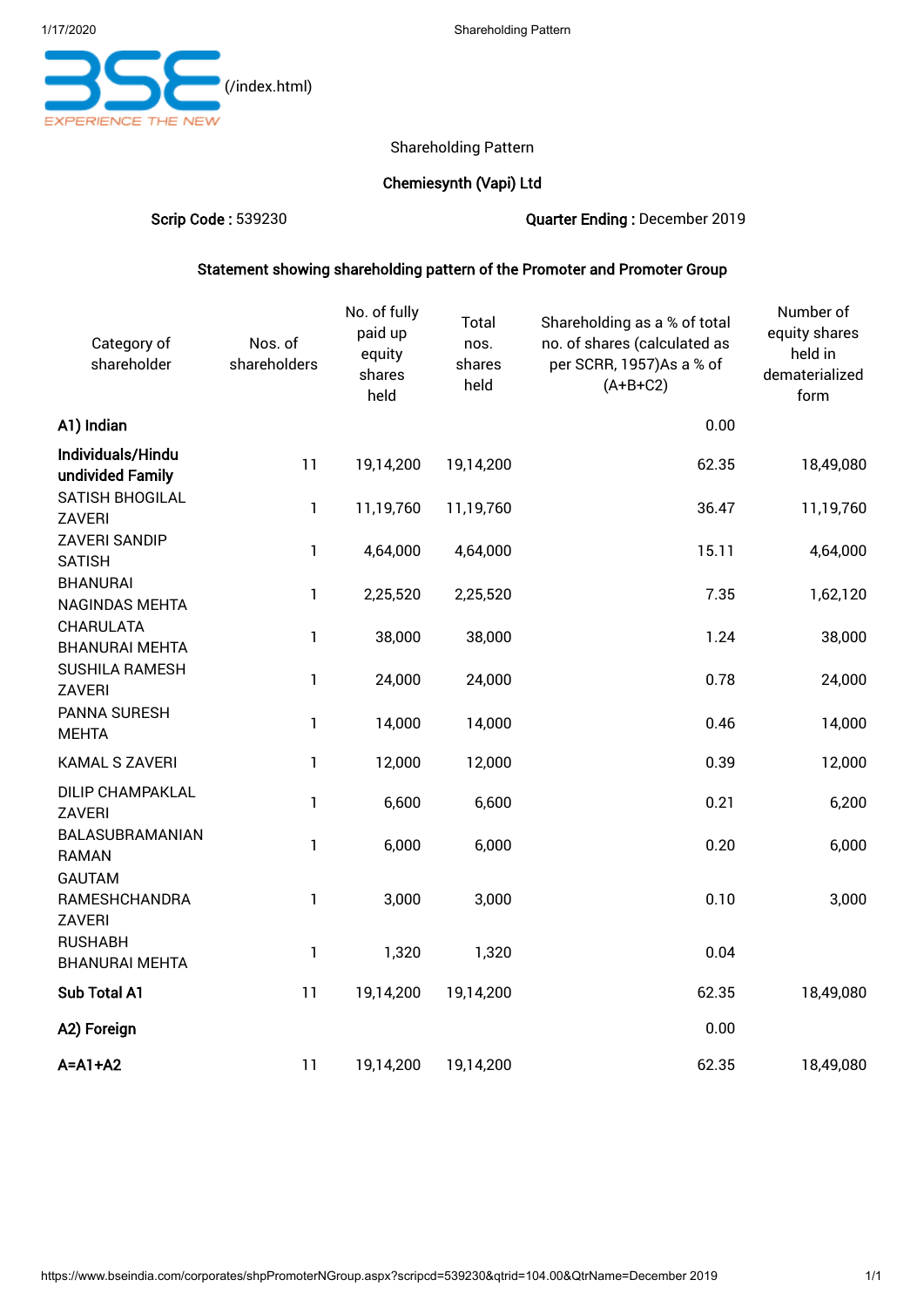(/index.html)

Shareholding Pattern

**Chemiesynth (Vapi) Ltd**

**Scrip Code :** 539230 **Quarter Ending :** December 2019

**Statement showing shareholding pattern of the Promoter and Promoter Group**

| Category of shareholder | Nos. of shareholders | No. of fully paid up equity shares held | Total nos. shares held | Shareholding as a % of total no. of shares (calculated as per SCRR, 1957)As a % of (A+B+C2) | Number of equity shares held in dematerialized form |
|---|---|---|---|---|---|
| **A1) Indian** | | | | 0.00 | |
| **Individuals/Hindu undivided Family** | 11 | 19,14,200 | 19,14,200 | 62.35 | 18,49,080 |
| SATISH BHOGILAL ZAVERI | 1 | 11,19,760 | 11,19,760 | 36.47 | 11,19,760 |
| ZAVERI SANDIP SATISH | 1 | 4,64,000 | 4,64,000 | 15.11 | 4,64,000 |
| BHANURAI NAGINDAS MEHTA | 1 | 2,25,520 | 2,25,520 | 7.35 | 1,62,120 |
| CHARULATA BHANURAI MEHTA | 1 | 38,000 | 38,000 | 1.24 | 38,000 |
| SUSHILA RAMESH ZAVERI | 1 | 24,000 | 24,000 | 0.78 | 24,000 |
| PANNA SURESH MEHTA | 1 | 14,000 | 14,000 | 0.46 | 14,000 |
| KAMAL S ZAVERI | 1 | 12,000 | 12,000 | 0.39 | 12,000 |
| DILIP CHAMPAKLAL ZAVERI | 1 | 6,600 | 6,600 | 0.21 | 6,200 |
| BALASUBRAMANIAN RAMAN | 1 | 6,000 | 6,000 | 0.20 | 6,000 |
| GAUTAM RAMESHCHANDRA ZAVERI | 1 | 3,000 | 3,000 | 0.10 | 3,000 |
| RUSHABH BHANURAI MEHTA | 1 | 1,320 | 1,320 | 0.04 | |
| **Sub Total A1** | 11 | 19,14,200 | 19,14,200 | 62.35 | 18,49,080 |
| **A2) Foreign** | | | | 0.00 | |
| **A=A1+A2** | 11 | 19,14,200 | 19,14,200 | 62.35 | 18,49,080 |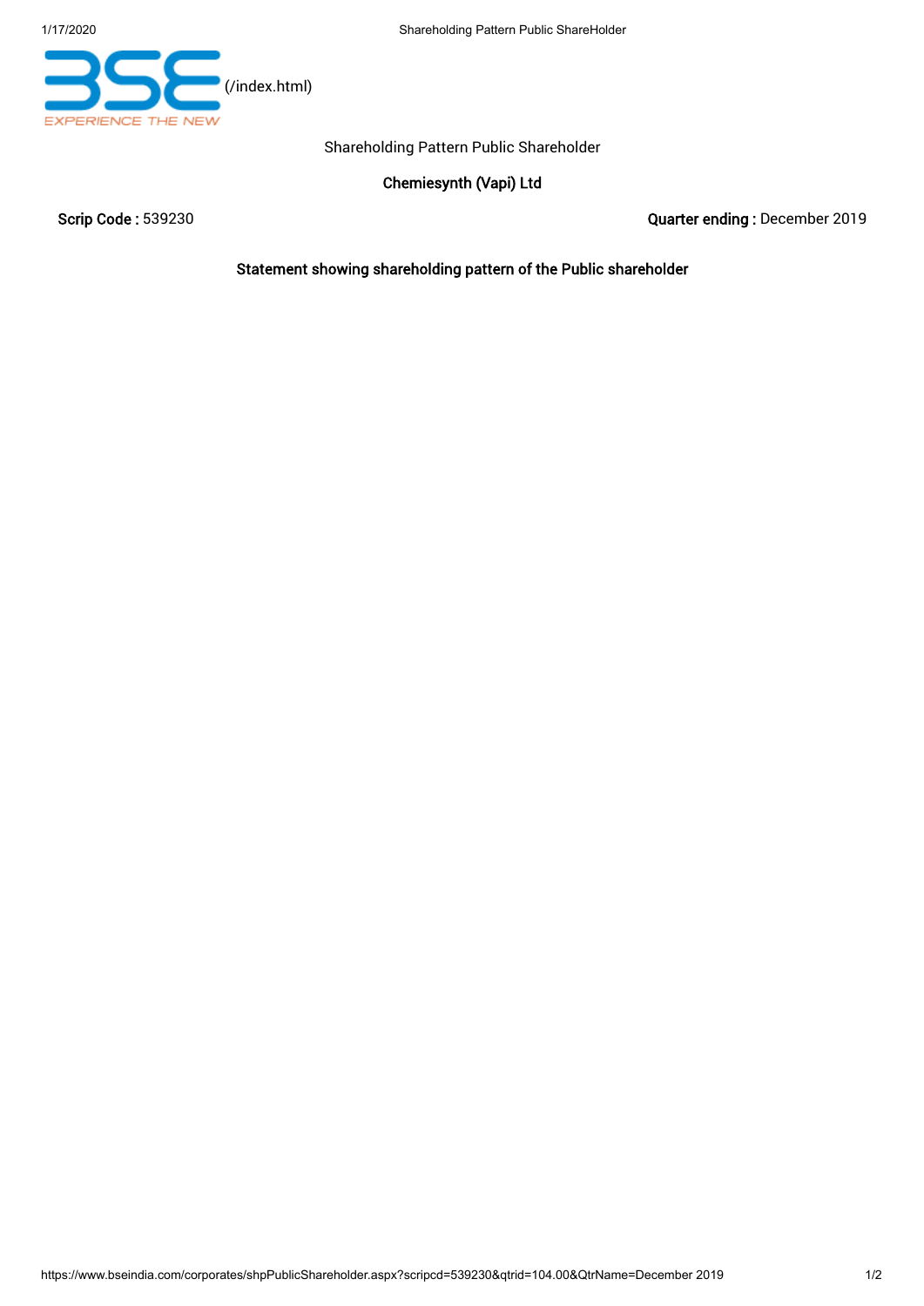(/index.html)

Shareholding Pattern Public Shareholder

## Chemiesynth (Vapi) Ltd

**Scrip Code :** 539230

**Quarter ending :** December 2019

### Statement showing shareholding pattern of the Public shareholder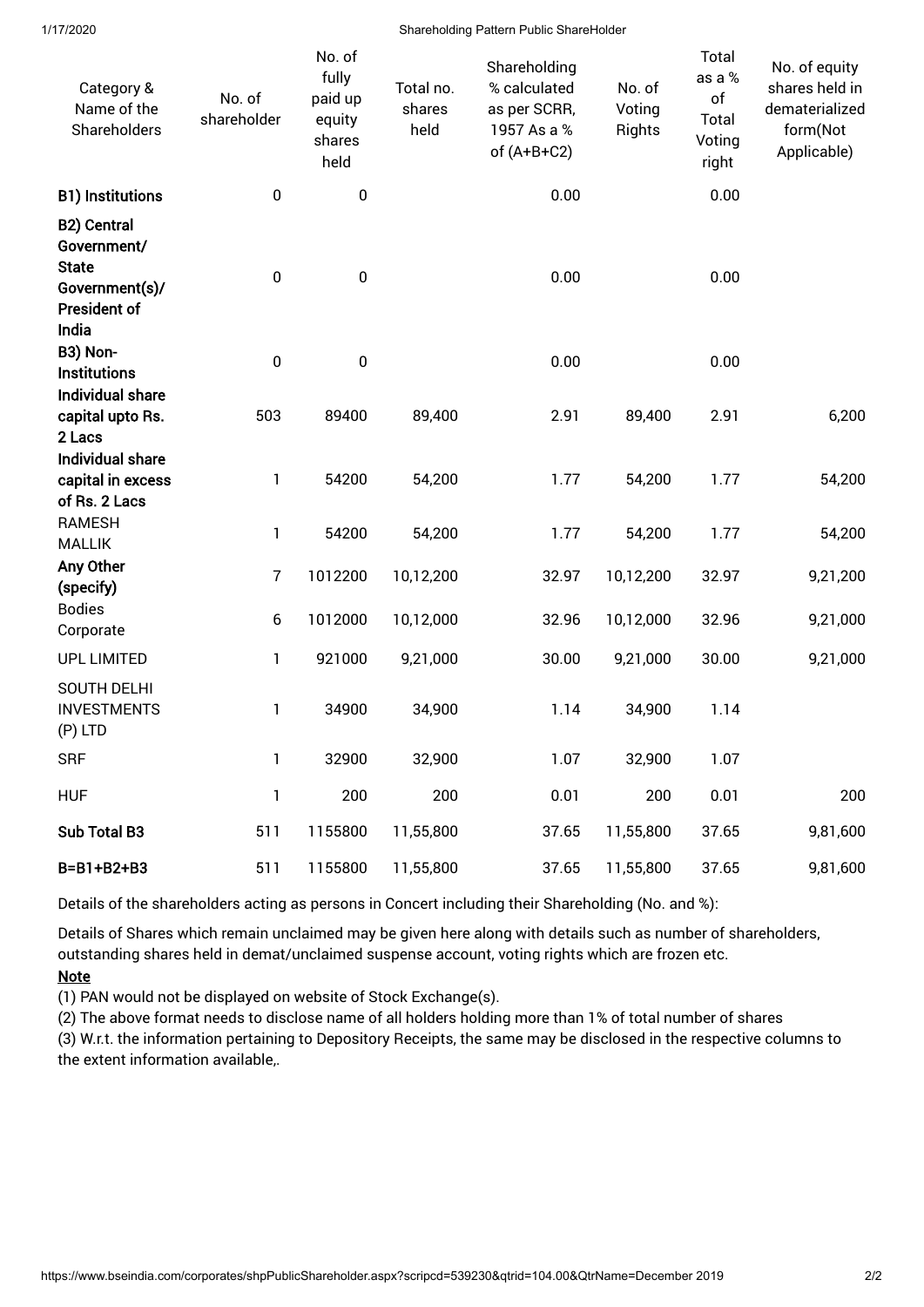| Category & Name of the Shareholders | No. of shareholder | No. of fully paid up equity shares held | Total no. shares held | Shareholding % calculated as per SCRR, 1957 As a % of (A+B+C2) | No. of Voting Rights | Total as a % of Total Voting right | No. of equity shares held in dematerialized form(Not Applicable) |
|---|---|---|---|---|---|---|---|
| **B1) Institutions** | 0 | 0 | | 0.00 | | 0.00 | |
| **B2) Central Government/ State Government(s)/ President of India** | 0 | 0 | | 0.00 | | 0.00 | |
| **B3) Non-Institutions** | 0 | 0 | | 0.00 | | 0.00 | |
| **Individual share capital upto Rs. 2 Lacs** | 503 | 89400 | 89,400 | 2.91 | 89,400 | 2.91 | 6,200 |
| **Individual share capital in excess of Rs. 2 Lacs** | 1 | 54200 | 54,200 | 1.77 | 54,200 | 1.77 | 54,200 |
| RAMESH MALLIK | 1 | 54200 | 54,200 | 1.77 | 54,200 | 1.77 | 54,200 |
| **Any Other (specify)** | 7 | 1012200 | 10,12,200 | 32.97 | 10,12,200 | 32.97 | 9,21,200 |
| Bodies Corporate | 6 | 1012000 | 10,12,000 | 32.96 | 10,12,000 | 32.96 | 9,21,000 |
| UPL LIMITED | 1 | 921000 | 9,21,000 | 30.00 | 9,21,000 | 30.00 | 9,21,000 |
| SOUTH DELHI INVESTMENTS (P) LTD | 1 | 34900 | 34,900 | 1.14 | 34,900 | 1.14 | |
| SRF | 1 | 32900 | 32,900 | 1.07 | 32,900 | 1.07 | |
| HUF | 1 | 200 | 200 | 0.01 | 200 | 0.01 | 200 |
| **Sub Total B3** | 511 | 1155800 | 11,55,800 | 37.65 | 11,55,800 | 37.65 | 9,81,600 |
| **B=B1+B2+B3** | 511 | 1155800 | 11,55,800 | 37.65 | 11,55,800 | 37.65 | 9,81,600 |

Details of the shareholders acting as persons in Concert including their Shareholding (No. and %):

Details of Shares which remain unclaimed may be given here along with details such as number of shareholders, outstanding shares held in demat/unclaimed suspense account, voting rights which are frozen etc.

**Note**

(1) PAN would not be displayed on website of Stock Exchange(s).

(2) The above format needs to disclose name of all holders holding more than 1% of total number of shares

(3) W.r.t. the information pertaining to Depository Receipts, the same may be disclosed in the respective columns to the extent information available,.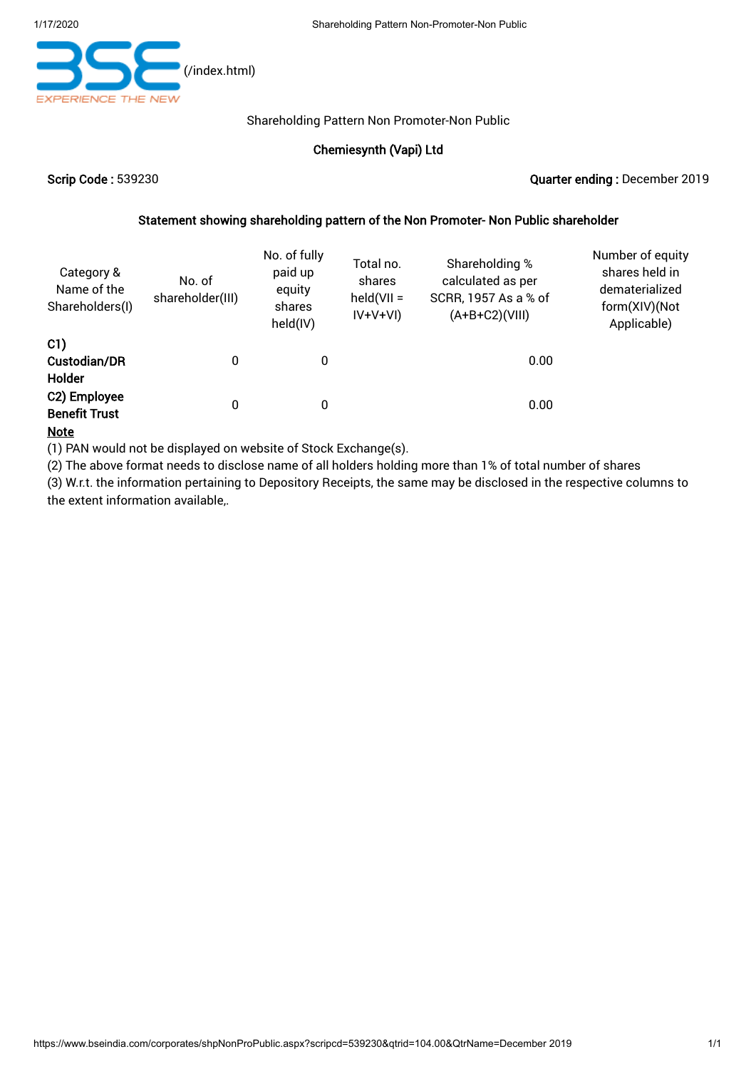Shareholding Pattern Non Promoter-Non Public

**Chemiesynth (Vapi) Ltd**

**Scrip Code :** 539230 **Quarter ending :** December 2019

**Statement showing shareholding pattern of the Non Promoter- Non Public shareholder**

| Category & Name of the Shareholders(I) | No. of shareholder(III) | No. of fully paid up equity shares held(IV) | Total no. shares held(VII = IV+V+VI) | Shareholding % calculated as per SCRR, 1957 As a % of (A+B+C2)(VIII) | Number of equity shares held in dematerialized form(XIV)(Not Applicable) |
|---|---|---|---|---|---|
| **C1) Custodian/DR Holder** | 0 | 0 | | 0.00 | |
| **C2) Employee Benefit Trust** | 0 | 0 | | 0.00 | |

**Note**

(1) PAN would not be displayed on website of Stock Exchange(s).
(2) The above format needs to disclose name of all holders holding more than 1% of total number of shares
(3) W.r.t. the information pertaining to Depository Receipts, the same may be disclosed in the respective columns to the extent information available,.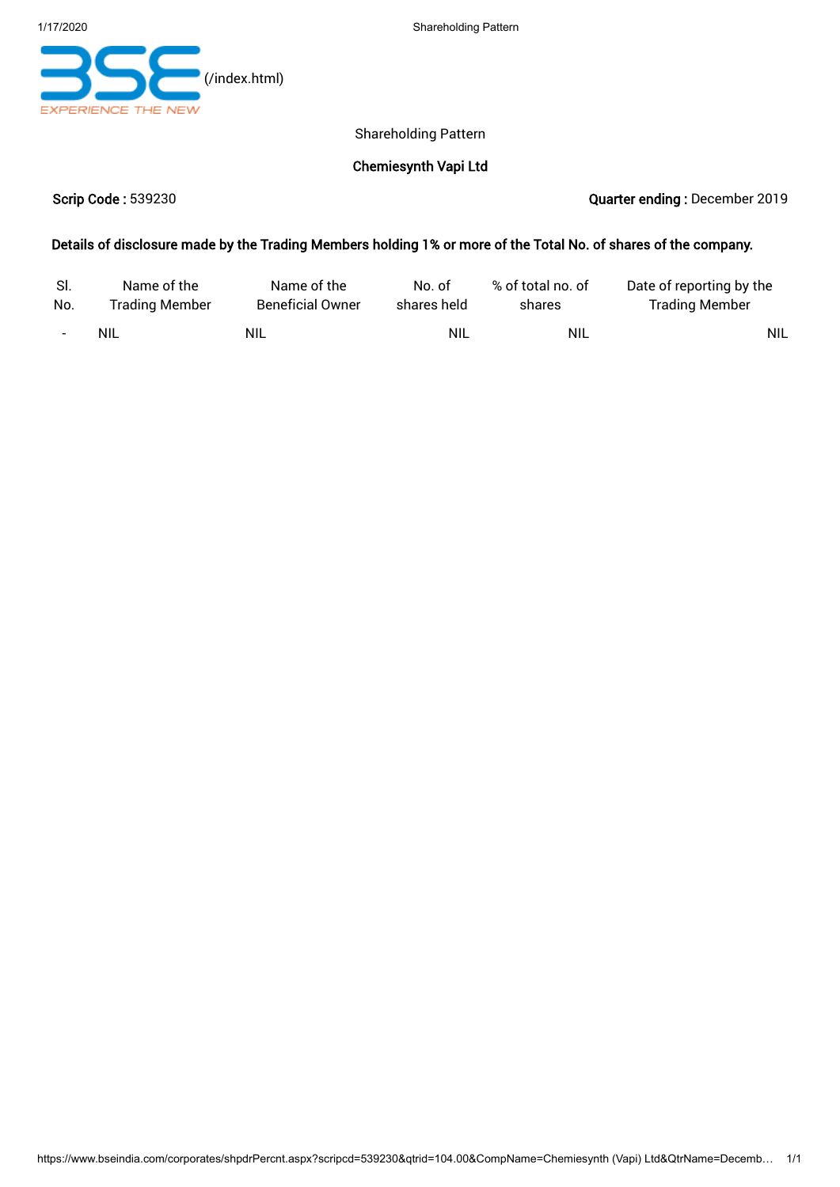Shareholding Pattern

**Chemiesynth Vapi Ltd**

**Scrip Code :** 539230 **Quarter ending :** December 2019

**Details of disclosure made by the Trading Members holding 1% or more of the Total No. of shares of the company.**

| Sl. No. | Name of the Trading Member | Name of the Beneficial Owner | No. of shares held | % of total no. of shares | Date of reporting by the Trading Member |
|---|---|---|---|---|---|
| - | NIL | NIL | NIL | NIL | NIL |